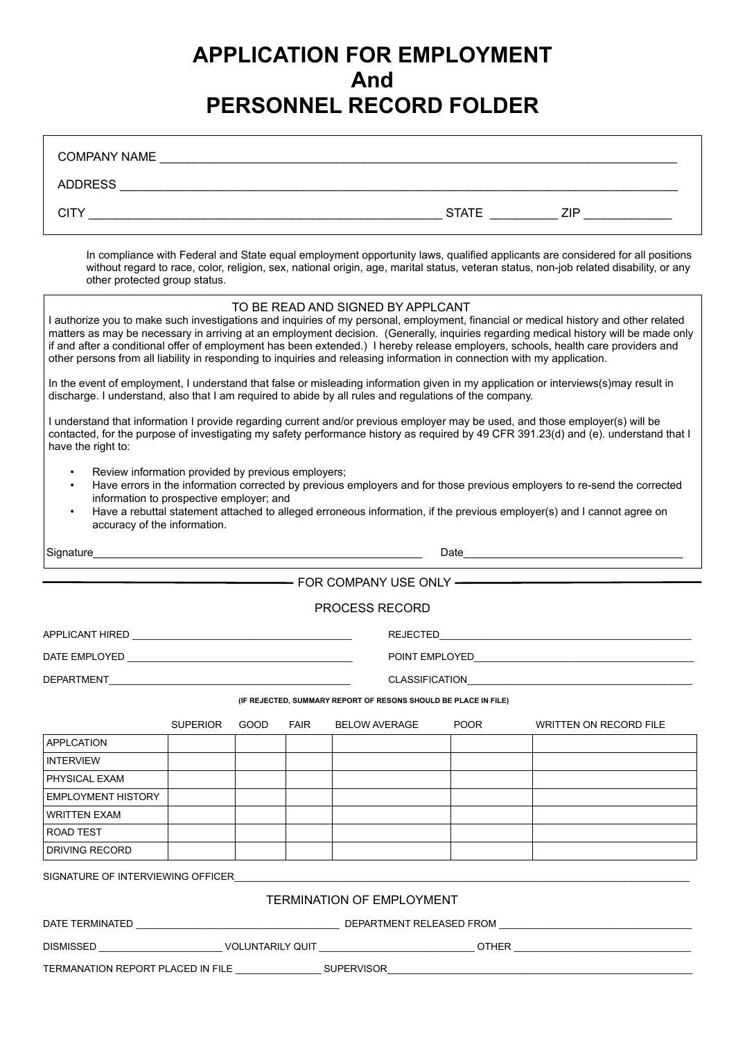# APPLICATION FOR EMPLOYMENT And PERSONNEL RECORD FOLDER

COMPANY NAME ______________________________________________

ADDRESS ______________________________________________

CITY ______________________________ STATE _________ ZIP ____________

In compliance with Federal and State equal employment opportunity laws, qualified applicants are considered for all positions without regard to race, color, religion, sex, national origin, age, marital status, veteran status, non-job related disability, or any other protected group status.

TO BE READ AND SIGNED BY APPLCANT

I authorize you to make such investigations and inquiries of my personal, employment, financial or medical history and other related matters as may be necessary in arriving at an employment decision. (Generally, inquiries regarding medical history will be made only if and after a conditional offer of employment has been extended.) I hereby release employers, schools, health care providers and other persons from all liability in responding to inquiries and releasing information in connection with my application.

In the event of employment, I understand that false or misleading information given in my application or interviews(s)may result in discharge. I understand, also that I am required to abide by all rules and regulations of the company.

I understand that information I provide regarding current and/or previous employer may be used, and those employer(s) will be contacted, for the purpose of investigating my safety performance history as required by 49 CFR 391.23(d) and (e). understand that I have the right to:

- Review information provided by previous employers;
- Have errors in the information corrected by previous employers and for those previous employers to re-send the corrected information to prospective employer; and
- Have a rebuttal statement attached to alleged erroneous information, if the previous employer(s) and I cannot agree on accuracy of the information.

Signature______________________________ Date______________________________

FOR COMPANY USE ONLY

PROCESS RECORD

APPLICANT HIRED ______________________________ REJECTED______________________________

DATE EMPLOYED ______________________________ POINT EMPLOYED______________________________

DEPARTMENT______________________________ CLASSIFICATION______________________________

**(IF REJECTED, SUMMARY REPORT OF RESONS SHOULD BE PLACE IN FILE)**

| | SUPERIOR | GOOD | FAIR | BELOW AVERAGE | POOR | WRITTEN ON RECORD FILE |
|---|---|---|---|---|---|---|
| APPLCATION | | | | | | |
| INTERVIEW | | | | | | |
| PHYSICAL EXAM | | | | | | |
| EMPLOYMENT HISTORY | | | | | | |
| WRITTEN EXAM | | | | | | |
| ROAD TEST | | | | | | |
| DRIVING RECORD | | | | | | |

SIGNATURE OF INTERVIEWING OFFICER______________________________

TERMINATION OF EMPLOYMENT

DATE TERMINATED ______________________________ DEPARTMENT RELEASED FROM ______________________________

DISMISSED ____________________ VOLUNTARILY QUIT ____________________ OTHER ____________________

TERMANATION REPORT PLACED IN FILE ______________ SUPERVISOR______________________________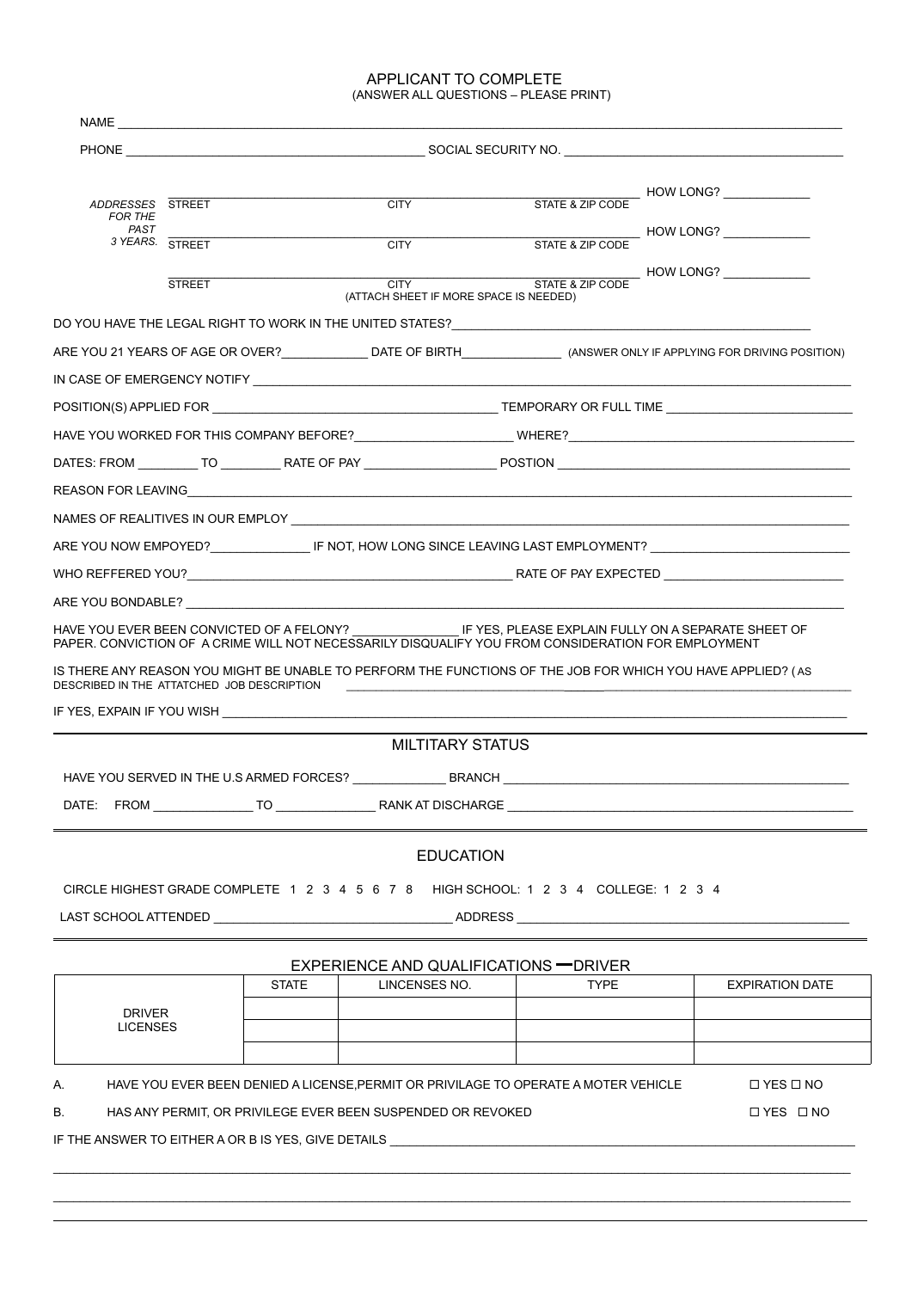# APPLICANT TO COMPLETE

(ANSWER ALL QUESTIONS – PLEASE PRINT)

NAME ____________________________________________

PHONE ____________________ SOCIAL SECURITY NO. ____________________

*ADDRESSES FOR THE PAST 3 YEARS.*

| STREET | CITY | STATE & ZIP CODE | HOW LONG? |
|---|---|---|---|
| | | | |
| | | | |
| | | | |

(ATTACH SHEET IF MORE SPACE IS NEEDED)

DO YOU HAVE THE LEGAL RIGHT TO WORK IN THE UNITED STATES? ____________________

ARE YOU 21 YEARS OF AGE OR OVER? __________ DATE OF BIRTH __________ (ANSWER ONLY IF APPLYING FOR DRIVING POSITION)

IN CASE OF EMERGENCY NOTIFY ____________________

POSITION(S) APPLIED FOR ____________________ TEMPORARY OR FULL TIME ____________________

HAVE YOU WORKED FOR THIS COMPANY BEFORE? __________ WHERE? ____________________

DATES: FROM ________ TO ________ RATE OF PAY __________ POSTION ____________________

REASON FOR LEAVING ____________________

NAMES OF REALITIVES IN OUR EMPLOY ____________________

ARE YOU NOW EMPOYED? __________ IF NOT, HOW LONG SINCE LEAVING LAST EMPLOYMENT? ____________________

WHO REFFERED YOU? ____________________ RATE OF PAY EXPECTED ____________________

ARE YOU BONDABLE? ____________________

HAVE YOU EVER BEEN CONVICTED OF A FELONY? __________ IF YES, PLEASE EXPLAIN FULLY ON A SEPARATE SHEET OF PAPER. CONVICTION OF A CRIME WILL NOT NECESSARILY DISQUALIFY YOU FROM CONSIDERATION FOR EMPLOYMENT

IS THERE ANY REASON YOU MIGHT BE UNABLE TO PERFORM THE FUNCTIONS OF THE JOB FOR WHICH YOU HAVE APPLIED? ( AS DESCRIBED IN THE ATTATCHED JOB DESCRIPTION ____________________

IF YES, EXPAIN IF YOU WISH ____________________

## MILTITARY STATUS

HAVE YOU SERVED IN THE U.S ARMED FORCES? __________ BRANCH ____________________

DATE: FROM __________ TO __________ RANK AT DISCHARGE ____________________

## EDUCATION

CIRCLE HIGHEST GRADE COMPLETE 1 2 3 4 5 6 7 8 HIGH SCHOOL: 1 2 3 4 COLLEGE: 1 2 3 4

LAST SCHOOL ATTENDED ____________________ ADDRESS ____________________

## EXPERIENCE AND QUALIFICATIONS – DRIVER

| | STATE | LINCENSES NO. | TYPE | EXPIRATION DATE |
|---|---|---|---|---|
| DRIVER LICENSES | | | | |
| | | | | |
| | | | | |

A. HAVE YOU EVER BEEN DENIED A LICENSE,PERMIT OR PRIVILAGE TO OPERATE A MOTER VEHICLE ☐ YES ☐ NO

B. HAS ANY PERMIT, OR PRIVILEGE EVER BEEN SUSPENDED OR REVOKED ☐ YES ☐ NO

IF THE ANSWER TO EITHER A OR B IS YES, GIVE DETAILS ____________________

____________________________________________

____________________________________________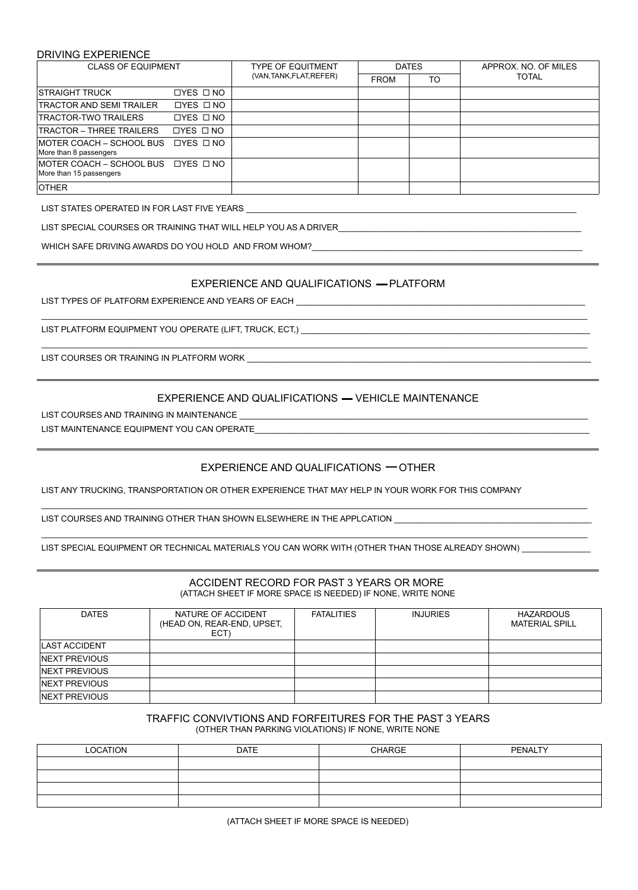## DRIVING EXPERIENCE

| CLASS OF EQUIPMENT | | TYPE OF EQUITMENT (VAN,TANK,FLAT,REFER) | DATES | | APPROX. NO. OF MILES TOTAL |
|---|---|---|---|---|---|
| | | | FROM | TO | |
| STRAIGHT TRUCK | ☐YES ☐ NO | | | | |
| TRACTOR AND SEMI TRAILER | ☐YES ☐ NO | | | | |
| TRACTOR-TWO TRAILERS | ☐YES ☐ NO | | | | |
| TRACTOR – THREE TRAILERS | ☐YES ☐ NO | | | | |
| MOTER COACH – SCHOOL BUS More than 8 passengers | ☐YES ☐ NO | | | | |
| MOTER COACH – SCHOOL BUS More than 15 passengers | ☐YES ☐ NO | | | | |
| OTHER | | | | | |

LIST STATES OPERATED IN FOR LAST FIVE YEARS ___

LIST SPECIAL COURSES OR TRAINING THAT WILL HELP YOU AS A DRIVER___

WHICH SAFE DRIVING AWARDS DO YOU HOLD AND FROM WHOM?___

## EXPERIENCE AND QUALIFICATIONS — PLATFORM

LIST TYPES OF PLATFORM EXPERIENCE AND YEARS OF EACH ___

LIST PLATFORM EQUIPMENT YOU OPERATE (LIFT, TRUCK, ECT,) ___

LIST COURSES OR TRAINING IN PLATFORM WORK ___

## EXPERIENCE AND QUALIFICATIONS — VEHICLE MAINTENANCE

LIST COURSES AND TRAINING IN MAINTENANCE ___

LIST MAINTENANCE EQUIPMENT YOU CAN OPERATE___

## EXPERIENCE AND QUALIFICATIONS — OTHER

LIST ANY TRUCKING, TRANSPORTATION OR OTHER EXPERIENCE THAT MAY HELP IN YOUR WORK FOR THIS COMPANY

___

LIST COURSES AND TRAINING OTHER THAN SHOWN ELSEWHERE IN THE APPLCATION ___

LIST SPECIAL EQUIPMENT OR TECHNICAL MATERIALS YOU CAN WORK WITH (OTHER THAN THOSE ALREADY SHOWN) ___

## ACCIDENT RECORD FOR PAST 3 YEARS OR MORE

(ATTACH SHEET IF MORE SPACE IS NEEDED) IF NONE, WRITE NONE

| DATES | NATURE OF ACCIDENT (HEAD ON, REAR-END, UPSET, ECT) | FATALITIES | INJURIES | HAZARDOUS MATERIAL SPILL |
|---|---|---|---|---|
| LAST ACCIDENT | | | | |
| NEXT PREVIOUS | | | | |
| NEXT PREVIOUS | | | | |
| NEXT PREVIOUS | | | | |
| NEXT PREVIOUS | | | | |

## TRAFFIC CONVIVTIONS AND FORFEITURES FOR THE PAST 3 YEARS

(OTHER THAN PARKING VIOLATIONS) IF NONE, WRITE NONE

| LOCATION | DATE | CHARGE | PENALTY |
|---|---|---|---|
| | | | |
| | | | |
| | | | |
| | | | |

(ATTACH SHEET IF MORE SPACE IS NEEDED)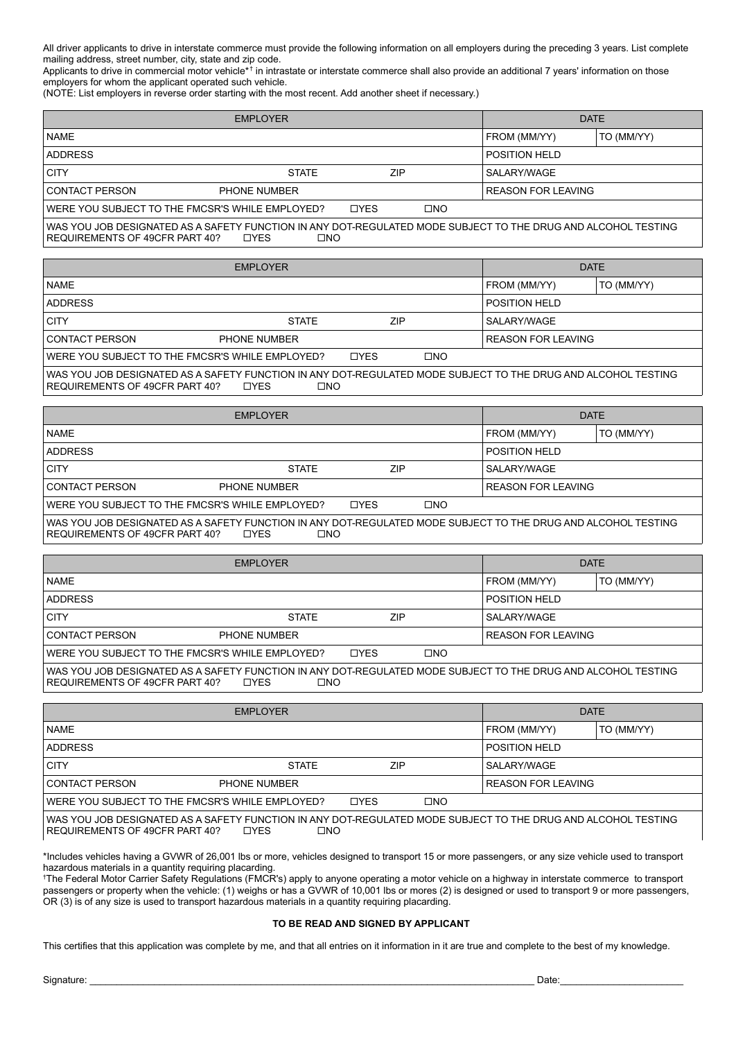All driver applicants to drive in interstate commerce must provide the following information on all employers during the preceding 3 years. List complete mailing address, street number, city, state and zip code.
Applicants to drive in commercial motor vehicle*† in intrastate or interstate commerce shall also provide an additional 7 years' information on those employers for whom the applicant operated such vehicle.
(NOTE: List employers in reverse order starting with the most recent. Add another sheet if necessary.)

| EMPLOYER | | | DATE | |
|---|---|---|---|---|
| NAME | | | FROM (MM/YY) | TO (MM/YY) |
| ADDRESS | | | POSITION HELD | |
| CITY | STATE | ZIP | SALARY/WAGE | |
| CONTACT PERSON | PHONE NUMBER | | REASON FOR LEAVING | |
| WERE YOU SUBJECT TO THE FMCSR'S WHILE EMPLOYED? ☐YES ☐NO | | | | |
| WAS YOU JOB DESIGNATED AS A SAFETY FUNCTION IN ANY DOT-REGULATED MODE SUBJECT TO THE DRUG AND ALCOHOL TESTING REQUIREMENTS OF 49CFR PART 40? ☐YES ☐NO | | | | |

| EMPLOYER | | | DATE | |
|---|---|---|---|---|
| NAME | | | FROM (MM/YY) | TO (MM/YY) |
| ADDRESS | | | POSITION HELD | |
| CITY | STATE | ZIP | SALARY/WAGE | |
| CONTACT PERSON | PHONE NUMBER | | REASON FOR LEAVING | |
| WERE YOU SUBJECT TO THE FMCSR'S WHILE EMPLOYED? ☐YES ☐NO | | | | |
| WAS YOU JOB DESIGNATED AS A SAFETY FUNCTION IN ANY DOT-REGULATED MODE SUBJECT TO THE DRUG AND ALCOHOL TESTING REQUIREMENTS OF 49CFR PART 40? ☐YES ☐NO | | | | |

| EMPLOYER | | | DATE | |
|---|---|---|---|---|
| NAME | | | FROM (MM/YY) | TO (MM/YY) |
| ADDRESS | | | POSITION HELD | |
| CITY | STATE | ZIP | SALARY/WAGE | |
| CONTACT PERSON | PHONE NUMBER | | REASON FOR LEAVING | |
| WERE YOU SUBJECT TO THE FMCSR'S WHILE EMPLOYED? ☐YES ☐NO | | | | |
| WAS YOU JOB DESIGNATED AS A SAFETY FUNCTION IN ANY DOT-REGULATED MODE SUBJECT TO THE DRUG AND ALCOHOL TESTING REQUIREMENTS OF 49CFR PART 40? ☐YES ☐NO | | | | |

| EMPLOYER | | | DATE | |
|---|---|---|---|---|
| NAME | | | FROM (MM/YY) | TO (MM/YY) |
| ADDRESS | | | POSITION HELD | |
| CITY | STATE | ZIP | SALARY/WAGE | |
| CONTACT PERSON | PHONE NUMBER | | REASON FOR LEAVING | |
| WERE YOU SUBJECT TO THE FMCSR'S WHILE EMPLOYED? ☐YES ☐NO | | | | |
| WAS YOU JOB DESIGNATED AS A SAFETY FUNCTION IN ANY DOT-REGULATED MODE SUBJECT TO THE DRUG AND ALCOHOL TESTING REQUIREMENTS OF 49CFR PART 40? ☐YES ☐NO | | | | |

| EMPLOYER | | | DATE | |
|---|---|---|---|---|
| NAME | | | FROM (MM/YY) | TO (MM/YY) |
| ADDRESS | | | POSITION HELD | |
| CITY | STATE | ZIP | SALARY/WAGE | |
| CONTACT PERSON | PHONE NUMBER | | REASON FOR LEAVING | |
| WERE YOU SUBJECT TO THE FMCSR'S WHILE EMPLOYED? ☐YES ☐NO | | | | |
| WAS YOU JOB DESIGNATED AS A SAFETY FUNCTION IN ANY DOT-REGULATED MODE SUBJECT TO THE DRUG AND ALCOHOL TESTING REQUIREMENTS OF 49CFR PART 40? ☐YES ☐NO | | | | |

*Includes vehicles having a GVWR of 26,001 lbs or more, vehicles designed to transport 15 or more passengers, or any size vehicle used to transport hazardous materials in a quantity requiring placarding.
†The Federal Motor Carrier Safety Regulations (FMCR's) apply to anyone operating a motor vehicle on a highway in interstate commerce to transport passengers or property when the vehicle: (1) weighs or has a GVWR of 10,001 lbs or mores (2) is designed or used to transport 9 or more passengers, OR (3) is of any size is used to transport hazardous materials in a quantity requiring placarding.

**TO BE READ AND SIGNED BY APPLICANT**

This certifies that this application was complete by me, and that all entries on it information in it are true and complete to the best of my knowledge.

Signature: ______________________________________________ Date:______________________